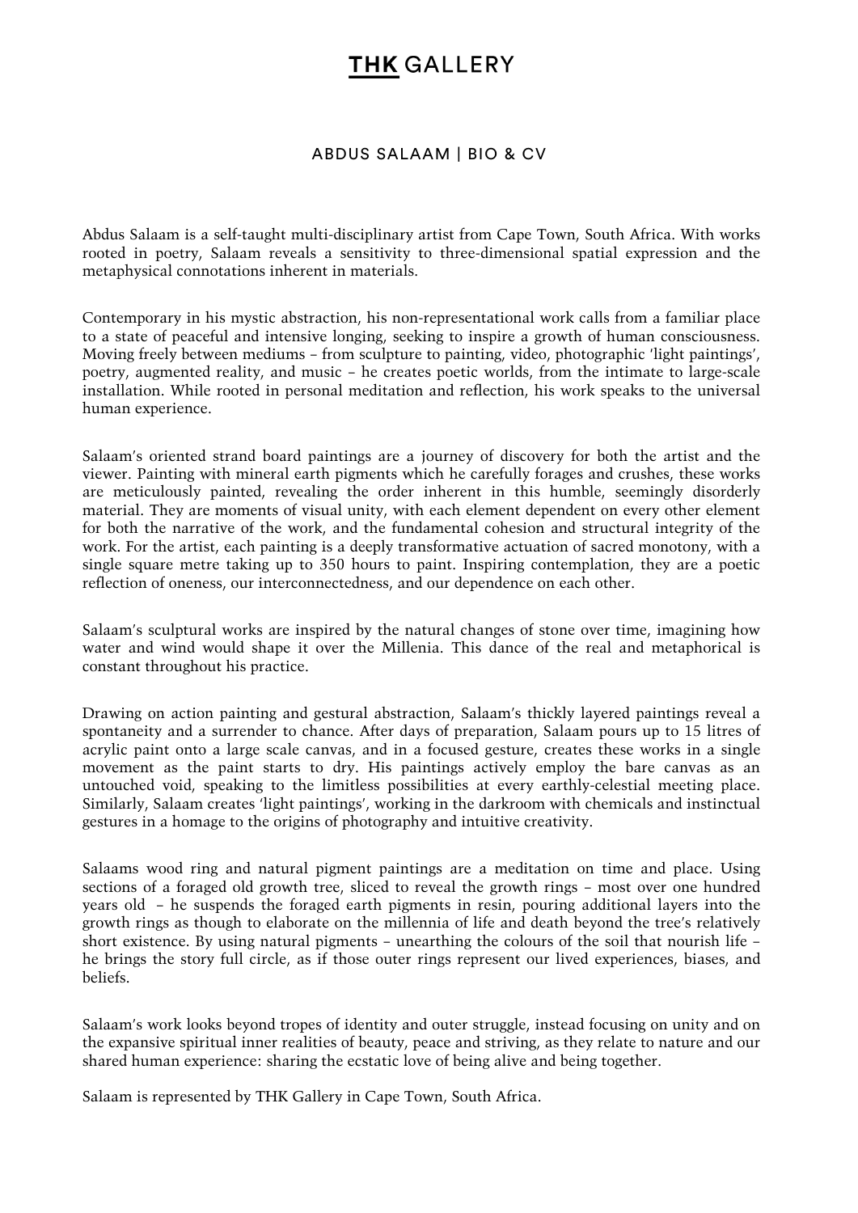# **THK** GALLERY

## ABDUS SALAAM | BIO & CV

Abdus Salaam is a self-taught multi-disciplinary artist from Cape Town, South Africa. With works rooted in poetry, Salaam reveals a sensitivity to three-dimensional spatial expression and the metaphysical connotations inherent in materials.

Contemporary in his mystic abstraction, his non-representational work calls from a familiar place to a state of peaceful and intensive longing, seeking to inspire a growth of human consciousness. Moving freely between mediums – from sculpture to painting, video, photographic 'light paintings', poetry, augmented reality, and music – he creates poetic worlds, from the intimate to large-scale installation. While rooted in personal meditation and reflection, his work speaks to the universal human experience.

Salaam's oriented strand board paintings are a journey of discovery for both the artist and the viewer. Painting with mineral earth pigments which he carefully forages and crushes, these works are meticulously painted, revealing the order inherent in this humble, seemingly disorderly material. They are moments of visual unity, with each element dependent on every other element for both the narrative of the work, and the fundamental cohesion and structural integrity of the work. For the artist, each painting is a deeply transformative actuation of sacred monotony, with a single square metre taking up to 350 hours to paint. Inspiring contemplation, they are a poetic reflection of oneness, our interconnectedness, and our dependence on each other.

Salaam's sculptural works are inspired by the natural changes of stone over time, imagining how water and wind would shape it over the Millenia. This dance of the real and metaphorical is constant throughout his practice.

Drawing on action painting and gestural abstraction, Salaam's thickly layered paintings reveal a spontaneity and a surrender to chance. After days of preparation, Salaam pours up to 15 litres of acrylic paint onto a large scale canvas, and in a focused gesture, creates these works in a single movement as the paint starts to dry. His paintings actively employ the bare canvas as an untouched void, speaking to the limitless possibilities at every earthly-celestial meeting place. Similarly, Salaam creates 'light paintings', working in the darkroom with chemicals and instinctual gestures in a homage to the origins of photography and intuitive creativity.

Salaams wood ring and natural pigment paintings are a meditation on time and place. Using sections of a foraged old growth tree, sliced to reveal the growth rings – most over one hundred years old – he suspends the foraged earth pigments in resin, pouring additional layers into the growth rings as though to elaborate on the millennia of life and death beyond the tree's relatively short existence. By using natural pigments – unearthing the colours of the soil that nourish life – he brings the story full circle, as if those outer rings represent our lived experiences, biases, and beliefs.

Salaam's work looks beyond tropes of identity and outer struggle, instead focusing on unity and on the expansive spiritual inner realities of beauty, peace and striving, as they relate to nature and our shared human experience: sharing the ecstatic love of being alive and being together.

Salaam is represented by THK Gallery in Cape Town, South Africa.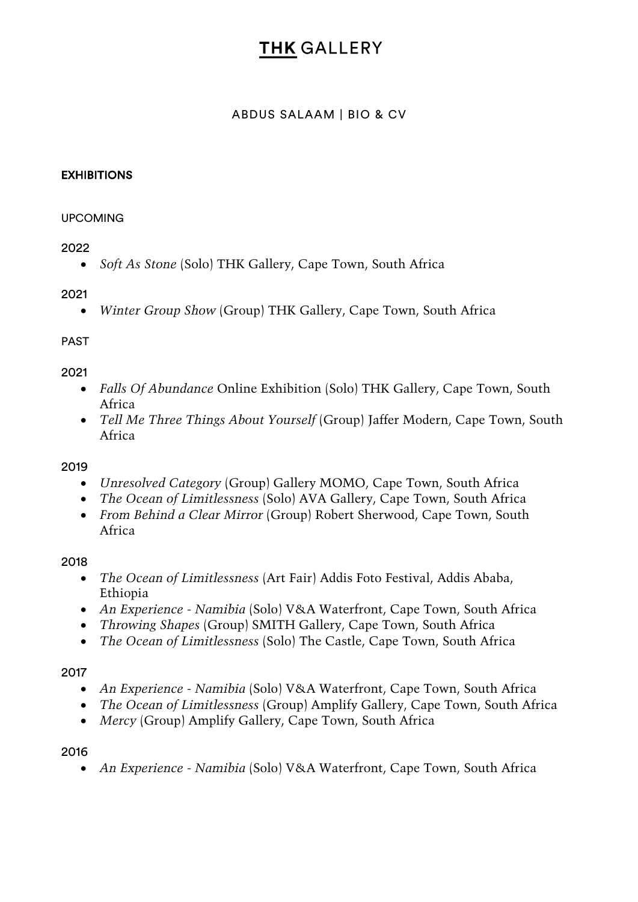# **THK** GALLERY

## ABDUS SALAAM | BIO & CV

### EXHIBITIONS

UPCOMING

2022

- *Soft As Stone* (Solo) THK Gallery, Cape Town, South Africa

2021

- *Winter Group Show* (Group) THK Gallery, Cape Town, South Africa

PAST

2021

- *Falls Of Abundance* Online Exhibition (Solo) THK Gallery, Cape Town, South Africa
- *Tell Me Three Things About Yourself* (Group) Jaffer Modern, Cape Town, South Africa

2019

- *Unresolved Category* (Group) Gallery MOMO, Cape Town, South Africa
- *The Ocean of Limitlessness* (Solo) AVA Gallery, Cape Town, South Africa
- *From Behind a Clear Mirror* (Group) Robert Sherwood, Cape Town, South Africa

2018

- *The Ocean of Limitlessness* (Art Fair) Addis Foto Festival, Addis Ababa, Ethiopia
- *An Experience - Namibia* (Solo) V&A Waterfront, Cape Town, South Africa
- *Throwing Shapes* (Group) SMITH Gallery, Cape Town, South Africa
- *The Ocean of Limitlessness* (Solo) The Castle, Cape Town, South Africa

2017

- *An Experience - Namibia* (Solo) V&A Waterfront, Cape Town, South Africa
- *The Ocean of Limitlessness* (Group) Amplify Gallery, Cape Town, South Africa
- *Mercy* (Group) Amplify Gallery, Cape Town, South Africa

2016

- *An Experience - Namibia* (Solo) V&A Waterfront, Cape Town, South Africa